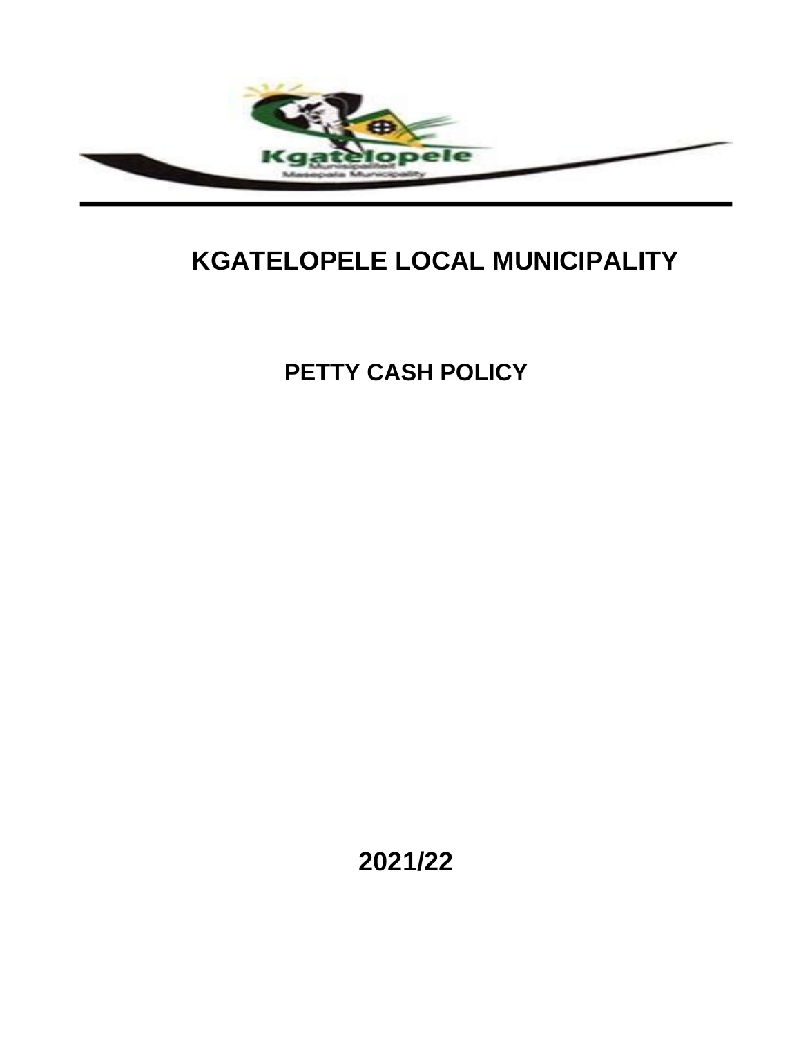# KGATELOPELE LOCAL MUNICIPALITY

## PETTY CASH POLICY

**2021/22**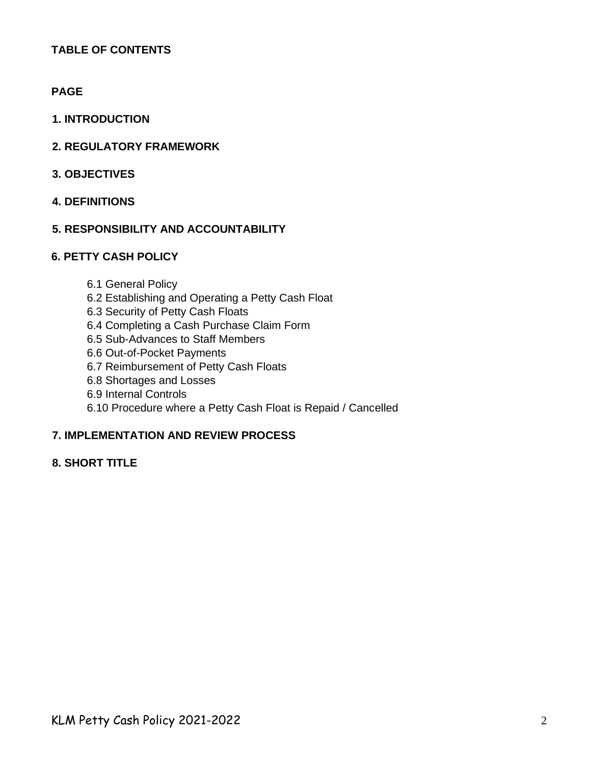**TABLE OF CONTENTS**

**PAGE**

**1. INTRODUCTION**

**2. REGULATORY FRAMEWORK**

**3. OBJECTIVES**

**4. DEFINITIONS**

**5. RESPONSIBILITY AND ACCOUNTABILITY**

**6. PETTY CASH POLICY**

- 6.1 General Policy
- 6.2 Establishing and Operating a Petty Cash Float
- 6.3 Security of Petty Cash Floats
- 6.4 Completing a Cash Purchase Claim Form
- 6.5 Sub-Advances to Staff Members
- 6.6 Out-of-Pocket Payments
- 6.7 Reimbursement of Petty Cash Floats
- 6.8 Shortages and Losses
- 6.9 Internal Controls
- 6.10 Procedure where a Petty Cash Float is Repaid / Cancelled

**7. IMPLEMENTATION AND REVIEW PROCESS**

**8. SHORT TITLE**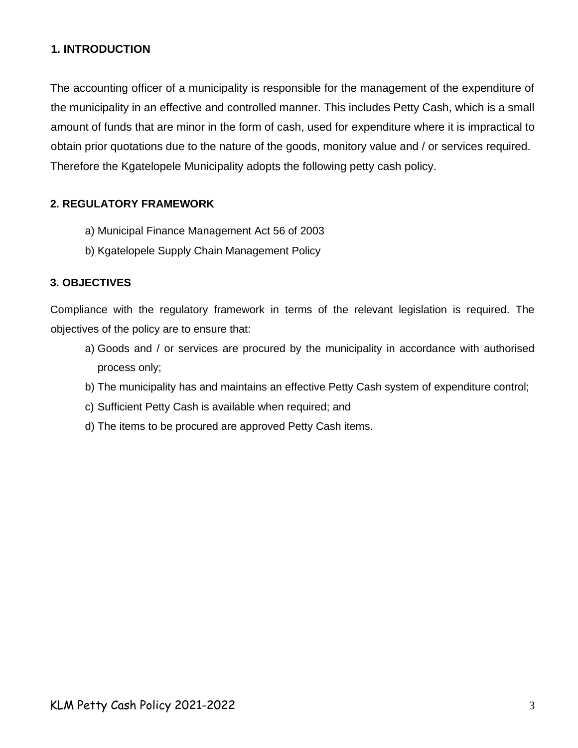## 1. INTRODUCTION

The accounting officer of a municipality is responsible for the management of the expenditure of the municipality in an effective and controlled manner. This includes Petty Cash, which is a small amount of funds that are minor in the form of cash, used for expenditure where it is impractical to obtain prior quotations due to the nature of the goods, monitory value and / or services required. Therefore the Kgatelopele Municipality adopts the following petty cash policy.

## 2. REGULATORY FRAMEWORK

a) Municipal Finance Management Act 56 of 2003
b) Kgatelopele Supply Chain Management Policy

## 3. OBJECTIVES

Compliance with the regulatory framework in terms of the relevant legislation is required. The objectives of the policy are to ensure that:

a) Goods and / or services are procured by the municipality in accordance with authorised process only;
b) The municipality has and maintains an effective Petty Cash system of expenditure control;
c) Sufficient Petty Cash is available when required; and
d) The items to be procured are approved Petty Cash items.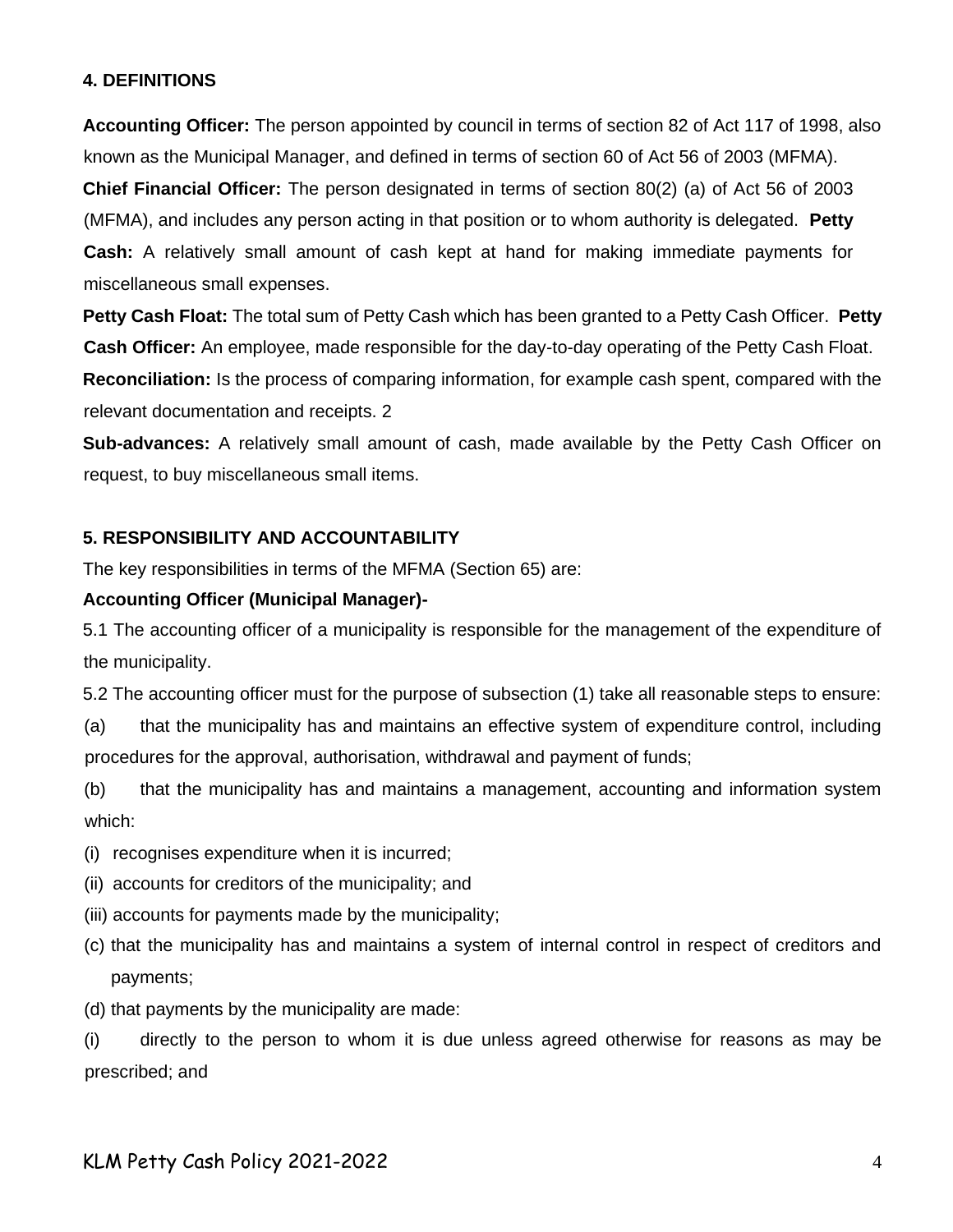## 4. DEFINITIONS

**Accounting Officer:** The person appointed by council in terms of section 82 of Act 117 of 1998, also known as the Municipal Manager, and defined in terms of section 60 of Act 56 of 2003 (MFMA).

**Chief Financial Officer:** The person designated in terms of section 80(2) (a) of Act 56 of 2003 (MFMA), and includes any person acting in that position or to whom authority is delegated.

**Petty Cash:** A relatively small amount of cash kept at hand for making immediate payments for miscellaneous small expenses.

**Petty Cash Float:** The total sum of Petty Cash which has been granted to a Petty Cash Officer.

**Petty Cash Officer:** An employee, made responsible for the day-to-day operating of the Petty Cash Float.

**Reconciliation:** Is the process of comparing information, for example cash spent, compared with the relevant documentation and receipts. 2

**Sub-advances:** A relatively small amount of cash, made available by the Petty Cash Officer on request, to buy miscellaneous small items.

## 5. RESPONSIBILITY AND ACCOUNTABILITY

The key responsibilities in terms of the MFMA (Section 65) are:

**Accounting Officer (Municipal Manager)-**

5.1 The accounting officer of a municipality is responsible for the management of the expenditure of the municipality.

5.2 The accounting officer must for the purpose of subsection (1) take all reasonable steps to ensure:

(a) that the municipality has and maintains an effective system of expenditure control, including procedures for the approval, authorisation, withdrawal and payment of funds;

(b) that the municipality has and maintains a management, accounting and information system which:

(i) recognises expenditure when it is incurred;

(ii) accounts for creditors of the municipality; and

(iii) accounts for payments made by the municipality;

(c) that the municipality has and maintains a system of internal control in respect of creditors and payments;

(d) that payments by the municipality are made:

(i) directly to the person to whom it is due unless agreed otherwise for reasons as may be prescribed; and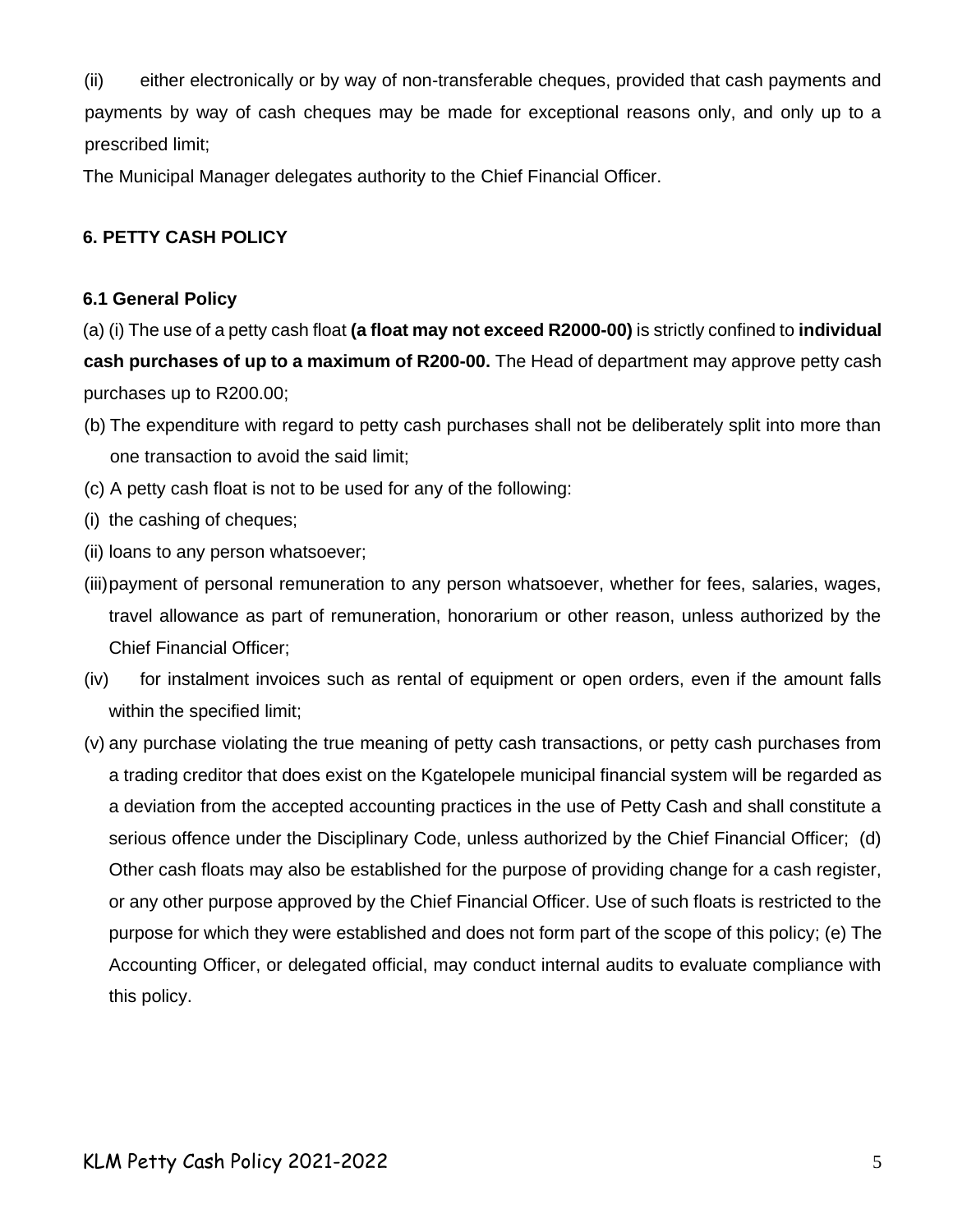(ii) either electronically or by way of non-transferable cheques, provided that cash payments and payments by way of cash cheques may be made for exceptional reasons only, and only up to a prescribed limit;

The Municipal Manager delegates authority to the Chief Financial Officer.

## 6. PETTY CASH POLICY

### 6.1 General Policy

(a) (i) The use of a petty cash float **(a float may not exceed R2000-00)** is strictly confined to **individual cash purchases of up to a maximum of R200-00.** The Head of department may approve petty cash purchases up to R200.00;

(b) The expenditure with regard to petty cash purchases shall not be deliberately split into more than one transaction to avoid the said limit;

(c) A petty cash float is not to be used for any of the following:

(i) the cashing of cheques;

(ii) loans to any person whatsoever;

(iii) payment of personal remuneration to any person whatsoever, whether for fees, salaries, wages, travel allowance as part of remuneration, honorarium or other reason, unless authorized by the Chief Financial Officer;

(iv) for instalment invoices such as rental of equipment or open orders, even if the amount falls within the specified limit;

(v) any purchase violating the true meaning of petty cash transactions, or petty cash purchases from a trading creditor that does exist on the Kgatelopele municipal financial system will be regarded as a deviation from the accepted accounting practices in the use of Petty Cash and shall constitute a serious offence under the Disciplinary Code, unless authorized by the Chief Financial Officer; (d) Other cash floats may also be established for the purpose of providing change for a cash register, or any other purpose approved by the Chief Financial Officer. Use of such floats is restricted to the purpose for which they were established and does not form part of the scope of this policy; (e) The Accounting Officer, or delegated official, may conduct internal audits to evaluate compliance with this policy.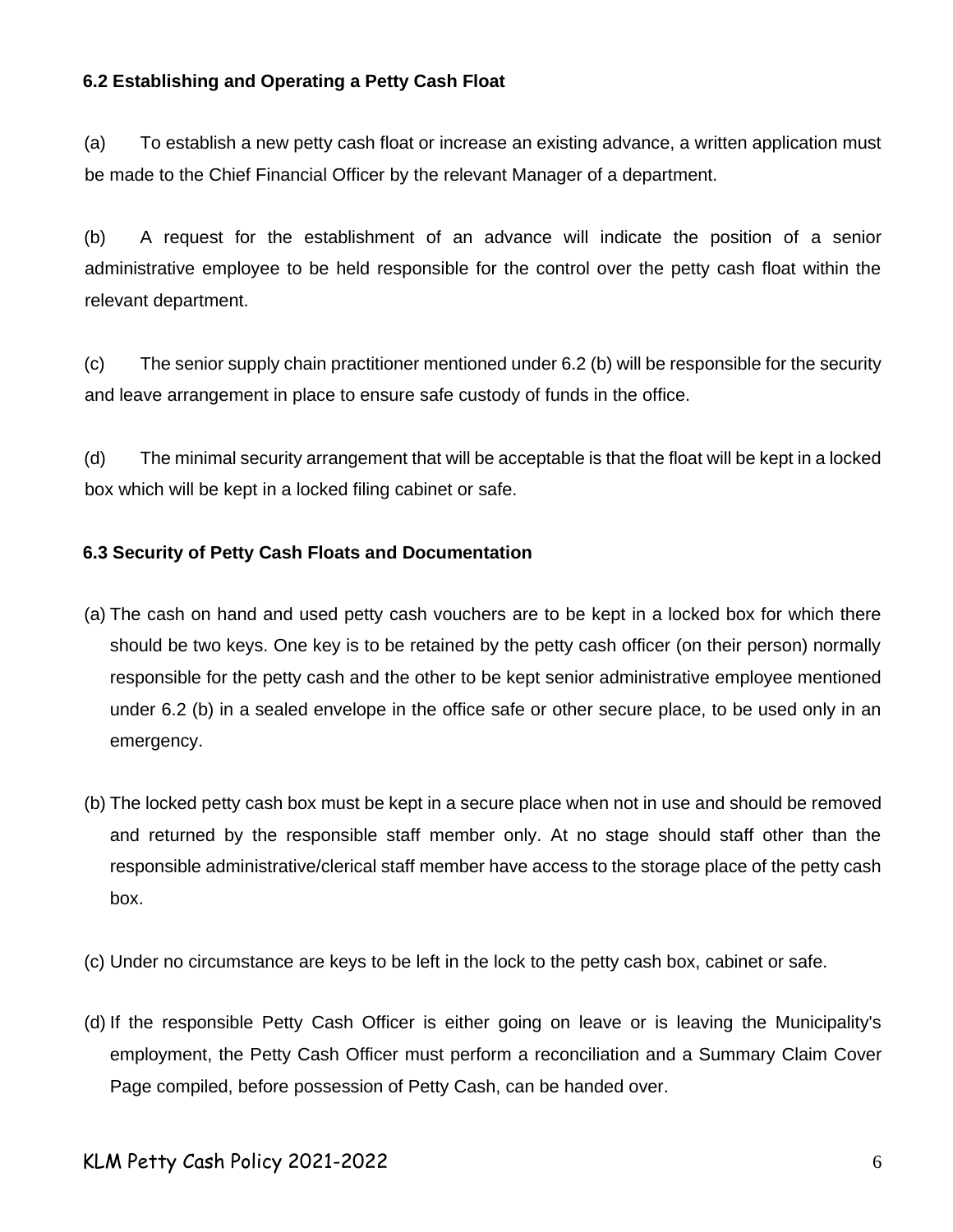### 6.2 Establishing and Operating a Petty Cash Float

(a) To establish a new petty cash float or increase an existing advance, a written application must be made to the Chief Financial Officer by the relevant Manager of a department.

(b) A request for the establishment of an advance will indicate the position of a senior administrative employee to be held responsible for the control over the petty cash float within the relevant department.

(c) The senior supply chain practitioner mentioned under 6.2 (b) will be responsible for the security and leave arrangement in place to ensure safe custody of funds in the office.

(d) The minimal security arrangement that will be acceptable is that the float will be kept in a locked box which will be kept in a locked filing cabinet or safe.

### 6.3 Security of Petty Cash Floats and Documentation

(a) The cash on hand and used petty cash vouchers are to be kept in a locked box for which there should be two keys. One key is to be retained by the petty cash officer (on their person) normally responsible for the petty cash and the other to be kept senior administrative employee mentioned under 6.2 (b) in a sealed envelope in the office safe or other secure place, to be used only in an emergency.

(b) The locked petty cash box must be kept in a secure place when not in use and should be removed and returned by the responsible staff member only. At no stage should staff other than the responsible administrative/clerical staff member have access to the storage place of the petty cash box.

(c) Under no circumstance are keys to be left in the lock to the petty cash box, cabinet or safe.

(d) If the responsible Petty Cash Officer is either going on leave or is leaving the Municipality's employment, the Petty Cash Officer must perform a reconciliation and a Summary Claim Cover Page compiled, before possession of Petty Cash, can be handed over.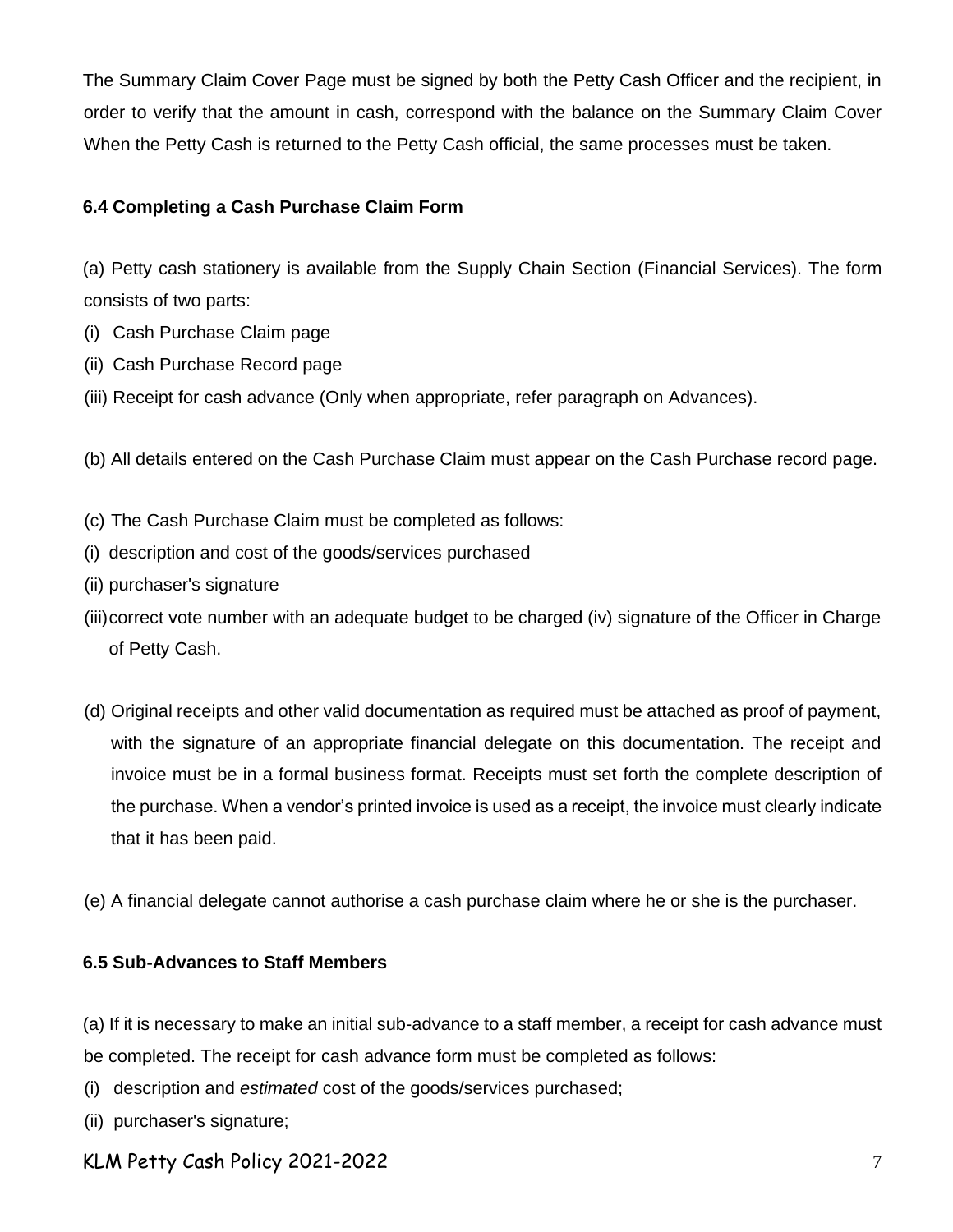The Summary Claim Cover Page must be signed by both the Petty Cash Officer and the recipient, in order to verify that the amount in cash, correspond with the balance on the Summary Claim Cover When the Petty Cash is returned to the Petty Cash official, the same processes must be taken.

### 6.4 Completing a Cash Purchase Claim Form

(a) Petty cash stationery is available from the Supply Chain Section (Financial Services). The form consists of two parts:

(i) Cash Purchase Claim page

(ii) Cash Purchase Record page

(iii) Receipt for cash advance (Only when appropriate, refer paragraph on Advances).

(b) All details entered on the Cash Purchase Claim must appear on the Cash Purchase record page.

(c) The Cash Purchase Claim must be completed as follows:

(i) description and cost of the goods/services purchased

(ii) purchaser's signature

(iii) correct vote number with an adequate budget to be charged (iv) signature of the Officer in Charge of Petty Cash.

(d) Original receipts and other valid documentation as required must be attached as proof of payment, with the signature of an appropriate financial delegate on this documentation. The receipt and invoice must be in a formal business format. Receipts must set forth the complete description of the purchase. When a vendor's printed invoice is used as a receipt, the invoice must clearly indicate that it has been paid.

(e) A financial delegate cannot authorise a cash purchase claim where he or she is the purchaser.

### 6.5 Sub-Advances to Staff Members

(a) If it is necessary to make an initial sub-advance to a staff member, a receipt for cash advance must be completed. The receipt for cash advance form must be completed as follows:

(i) description and *estimated* cost of the goods/services purchased;

(ii) purchaser's signature;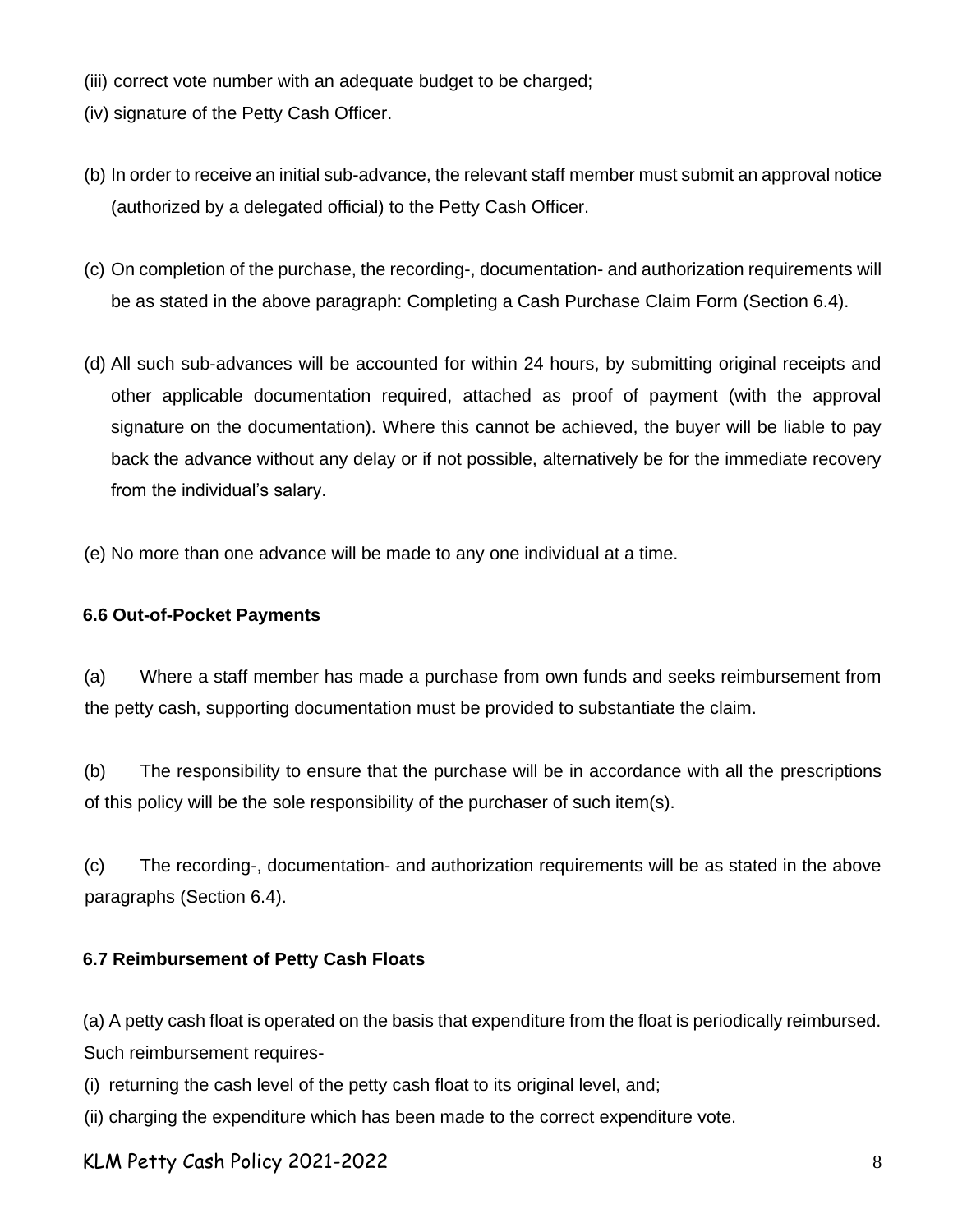(iii) correct vote number with an adequate budget to be charged;

(iv) signature of the Petty Cash Officer.

(b) In order to receive an initial sub-advance, the relevant staff member must submit an approval notice (authorized by a delegated official) to the Petty Cash Officer.

(c) On completion of the purchase, the recording-, documentation- and authorization requirements will be as stated in the above paragraph: Completing a Cash Purchase Claim Form (Section 6.4).

(d) All such sub-advances will be accounted for within 24 hours, by submitting original receipts and other applicable documentation required, attached as proof of payment (with the approval signature on the documentation). Where this cannot be achieved, the buyer will be liable to pay back the advance without any delay or if not possible, alternatively be for the immediate recovery from the individual's salary.

(e) No more than one advance will be made to any one individual at a time.

### 6.6 Out-of-Pocket Payments

(a) Where a staff member has made a purchase from own funds and seeks reimbursement from the petty cash, supporting documentation must be provided to substantiate the claim.

(b) The responsibility to ensure that the purchase will be in accordance with all the prescriptions of this policy will be the sole responsibility of the purchaser of such item(s).

(c) The recording-, documentation- and authorization requirements will be as stated in the above paragraphs (Section 6.4).

### 6.7 Reimbursement of Petty Cash Floats

(a) A petty cash float is operated on the basis that expenditure from the float is periodically reimbursed. Such reimbursement requires-

(i) returning the cash level of the petty cash float to its original level, and;

(ii) charging the expenditure which has been made to the correct expenditure vote.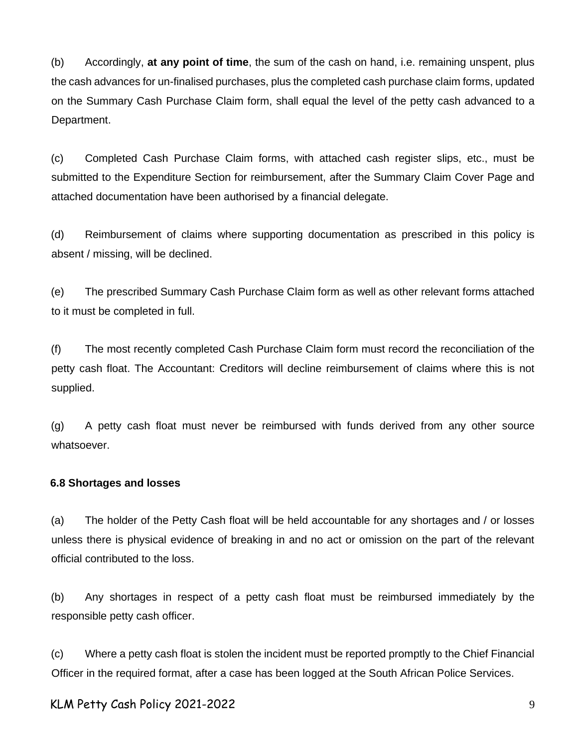(b) Accordingly, **at any point of time**, the sum of the cash on hand, i.e. remaining unspent, plus the cash advances for un-finalised purchases, plus the completed cash purchase claim forms, updated on the Summary Cash Purchase Claim form, shall equal the level of the petty cash advanced to a Department.

(c) Completed Cash Purchase Claim forms, with attached cash register slips, etc., must be submitted to the Expenditure Section for reimbursement, after the Summary Claim Cover Page and attached documentation have been authorised by a financial delegate.

(d) Reimbursement of claims where supporting documentation as prescribed in this policy is absent / missing, will be declined.

(e) The prescribed Summary Cash Purchase Claim form as well as other relevant forms attached to it must be completed in full.

(f) The most recently completed Cash Purchase Claim form must record the reconciliation of the petty cash float. The Accountant: Creditors will decline reimbursement of claims where this is not supplied.

(g) A petty cash float must never be reimbursed with funds derived from any other source whatsoever.

### 6.8 Shortages and losses

(a) The holder of the Petty Cash float will be held accountable for any shortages and / or losses unless there is physical evidence of breaking in and no act or omission on the part of the relevant official contributed to the loss.

(b) Any shortages in respect of a petty cash float must be reimbursed immediately by the responsible petty cash officer.

(c) Where a petty cash float is stolen the incident must be reported promptly to the Chief Financial Officer in the required format, after a case has been logged at the South African Police Services.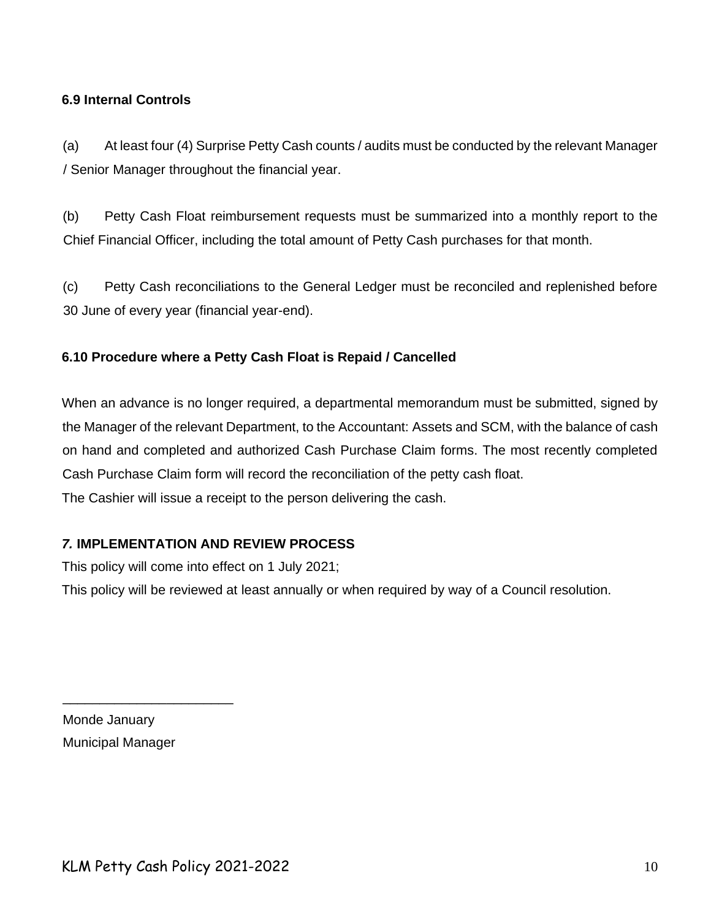### 6.9 Internal Controls

(a) At least four (4) Surprise Petty Cash counts / audits must be conducted by the relevant Manager / Senior Manager throughout the financial year.

(b) Petty Cash Float reimbursement requests must be summarized into a monthly report to the Chief Financial Officer, including the total amount of Petty Cash purchases for that month.

(c) Petty Cash reconciliations to the General Ledger must be reconciled and replenished before 30 June of every year (financial year-end).

### 6.10 Procedure where a Petty Cash Float is Repaid / Cancelled

When an advance is no longer required, a departmental memorandum must be submitted, signed by the Manager of the relevant Department, to the Accountant: Assets and SCM, with the balance of cash on hand and completed and authorized Cash Purchase Claim forms. The most recently completed Cash Purchase Claim form will record the reconciliation of the petty cash float.
The Cashier will issue a receipt to the person delivering the cash.

## *7.* IMPLEMENTATION AND REVIEW PROCESS

This policy will come into effect on 1 July 2021;
This policy will be reviewed at least annually or when required by way of a Council resolution.

\_\_\_\_\_\_\_\_\_\_\_\_\_\_\_\_\_\_\_\_\_\_\_

Monde January
Municipal Manager